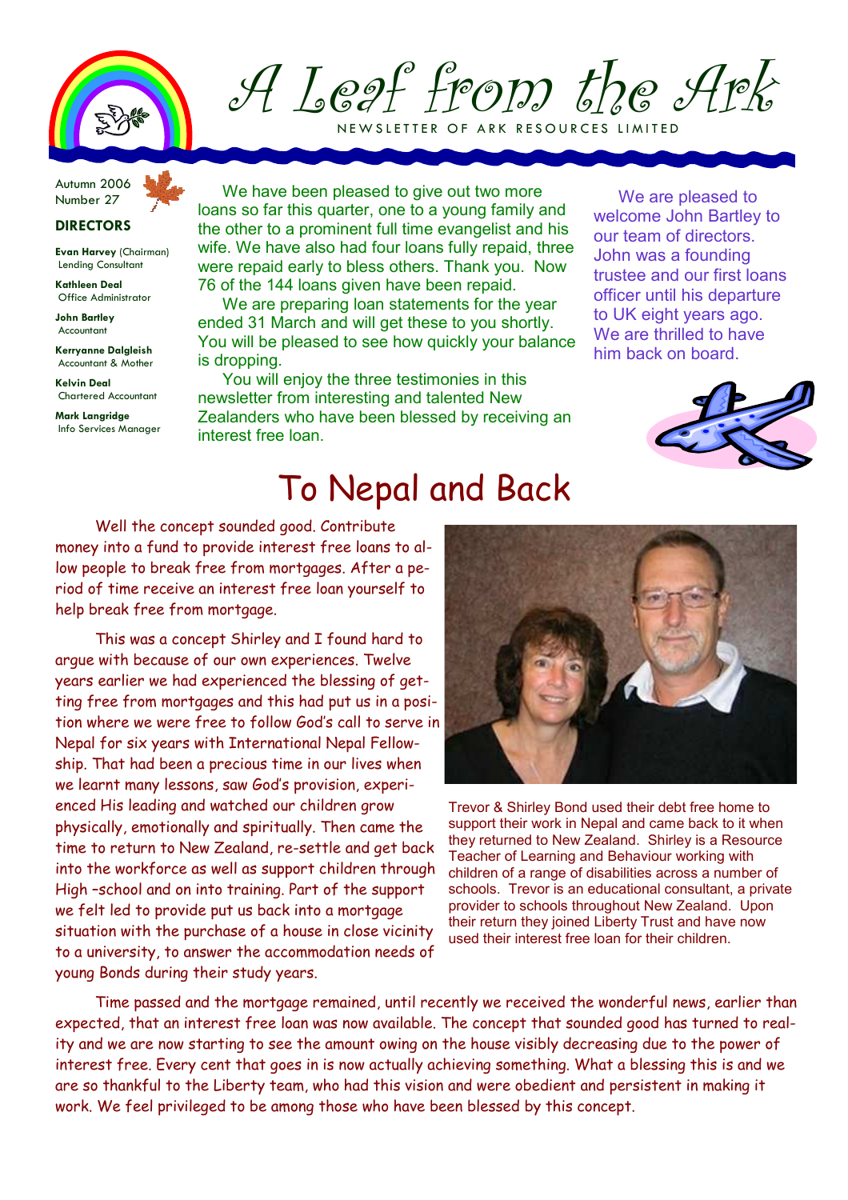# A Leaf from the Ark

NEWSLETTER OF ARK RESOURCES LIMITED

Autumn 2006
Number 27

**DIRECTORS**

**Evan Harvey** (Chairman)
Lending Consultant

**Kathleen Deal**
Office Administrator

**John Bartley**
Accountant

**Kerryanne Dalgleish**
Accountant & Mother

**Kelvin Deal**
Chartered Accountant

**Mark Langridge**
Info Services Manager

We have been pleased to give out two more loans so far this quarter, one to a young family and the other to a prominent full time evangelist and his wife. We have also had four loans fully repaid, three were repaid early to bless others. Thank you. Now 76 of the 144 loans given have been repaid.

We are preparing loan statements for the year ended 31 March and will get these to you shortly. You will be pleased to see how quickly your balance is dropping.

You will enjoy the three testimonies in this newsletter from interesting and talented New Zealanders who have been blessed by receiving an interest free loan.

We are pleased to welcome John Bartley to our team of directors. John was a founding trustee and our first loans officer until his departure to UK eight years ago. We are thrilled to have him back on board.

## To Nepal and Back

Well the concept sounded good. Contribute money into a fund to provide interest free loans to allow people to break free from mortgages. After a period of time receive an interest free loan yourself to help break free from mortgage.

This was a concept Shirley and I found hard to argue with because of our own experiences. Twelve years earlier we had experienced the blessing of getting free from mortgages and this had put us in a position where we were free to follow God's call to serve in Nepal for six years with International Nepal Fellowship. That had been a precious time in our lives when we learnt many lessons, saw God's provision, experienced His leading and watched our children grow physically, emotionally and spiritually. Then came the time to return to New Zealand, re-settle and get back into the workforce as well as support children through High –school and on into training. Part of the support we felt led to provide put us back into a mortgage situation with the purchase of a house in close vicinity to a university, to answer the accommodation needs of young Bonds during their study years.

Trevor & Shirley Bond used their debt free home to support their work in Nepal and came back to it when they returned to New Zealand. Shirley is a Resource Teacher of Learning and Behaviour working with children of a range of disabilities across a number of schools. Trevor is an educational consultant, a private provider to schools throughout New Zealand. Upon their return they joined Liberty Trust and have now used their interest free loan for their children.

Time passed and the mortgage remained, until recently we received the wonderful news, earlier than expected, that an interest free loan was now available. The concept that sounded good has turned to reality and we are now starting to see the amount owing on the house visibly decreasing due to the power of interest free. Every cent that goes in is now actually achieving something. What a blessing this is and we are so thankful to the Liberty team, who had this vision and were obedient and persistent in making it work. We feel privileged to be among those who have been blessed by this concept.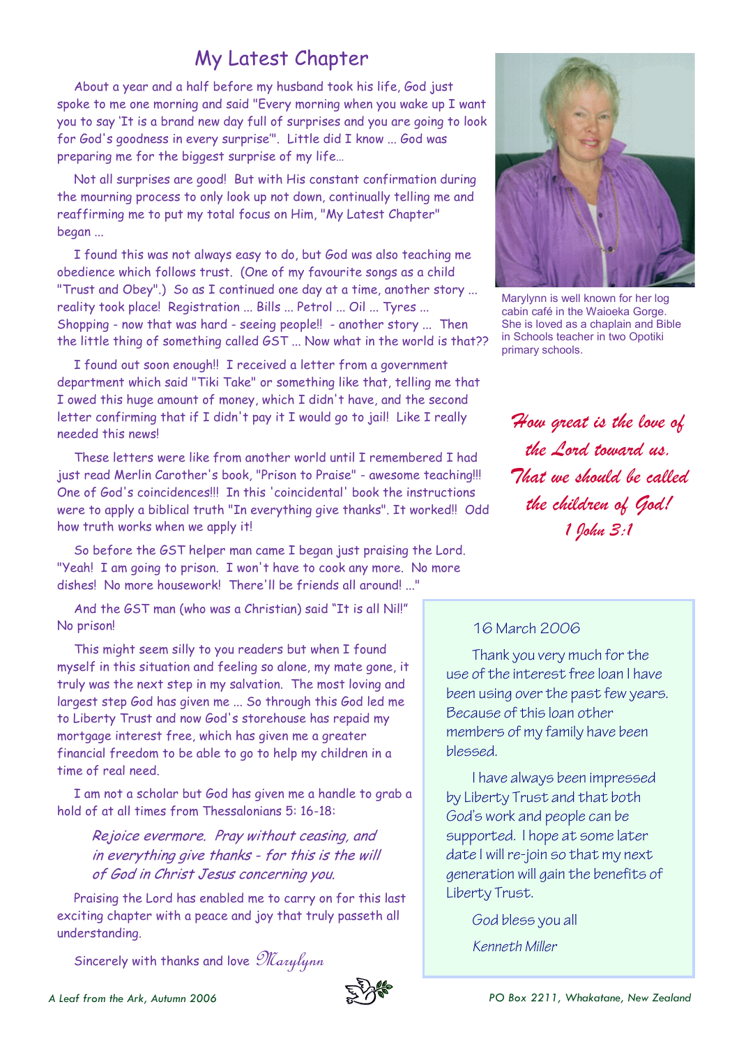# My Latest Chapter

About a year and a half before my husband took his life, God just spoke to me one morning and said "Every morning when you wake up I want you to say 'It is a brand new day full of surprises and you are going to look for God's goodness in every surprise'". Little did I know ... God was preparing me for the biggest surprise of my life…

Not all surprises are good! But with His constant confirmation during the mourning process to only look up not down, continually telling me and reaffirming me to put my total focus on Him, "My Latest Chapter" began ...

I found this was not always easy to do, but God was also teaching me obedience which follows trust. (One of my favourite songs as a child "Trust and Obey".) So as I continued one day at a time, another story ... reality took place! Registration ... Bills ... Petrol ... Oil ... Tyres ... Shopping - now that was hard - seeing people!! - another story ... Then the little thing of something called GST ... Now what in the world is that??

I found out soon enough!! I received a letter from a government department which said "Tiki Take" or something like that, telling me that I owed this huge amount of money, which I didn't have, and the second letter confirming that if I didn't pay it I would go to jail! Like I really needed this news!

These letters were like from another world until I remembered I had just read Merlin Carother's book, "Prison to Praise" - awesome teaching!!! One of God's coincidences!!! In this 'coincidental' book the instructions were to apply a biblical truth "In everything give thanks". It worked!! Odd how truth works when we apply it!

So before the GST helper man came I began just praising the Lord. "Yeah! I am going to prison. I won't have to cook any more. No more dishes! No more housework! There'll be friends all around! ..."

And the GST man (who was a Christian) said "It is all Nil!" No prison!

This might seem silly to you readers but when I found myself in this situation and feeling so alone, my mate gone, it truly was the next step in my salvation. The most loving and largest step God has given me ... So through this God led me to Liberty Trust and now God's storehouse has repaid my mortgage interest free, which has given me a greater financial freedom to be able to go to help my children in a time of real need.

I am not a scholar but God has given me a handle to grab a hold of at all times from Thessalonians 5: 16-18:

> *Rejoice evermore. Pray without ceasing, and in everything give thanks - for this is the will of God in Christ Jesus concerning you.*

Praising the Lord has enabled me to carry on for this last exciting chapter with a peace and joy that truly passeth all understanding.

Sincerely with thanks and love *Marylynn*

Marylynn is well known for her log cabin café in the Waioeka Gorge. She is loved as a chaplain and Bible in Schools teacher in two Opotiki primary schools.

*How great is the love of the Lord toward us. That we should be called the children of God!*
*1 John 3:1*

16 March 2006

Thank you very much for the use of the interest free loan I have been using over the past few years. Because of this loan other members of my family have been blessed.

I have always been impressed by Liberty Trust and that both God's work and people can be supported. I hope at some later date I will re-join so that my next generation will gain the benefits of Liberty Trust.

God bless you all

Kenneth Miller